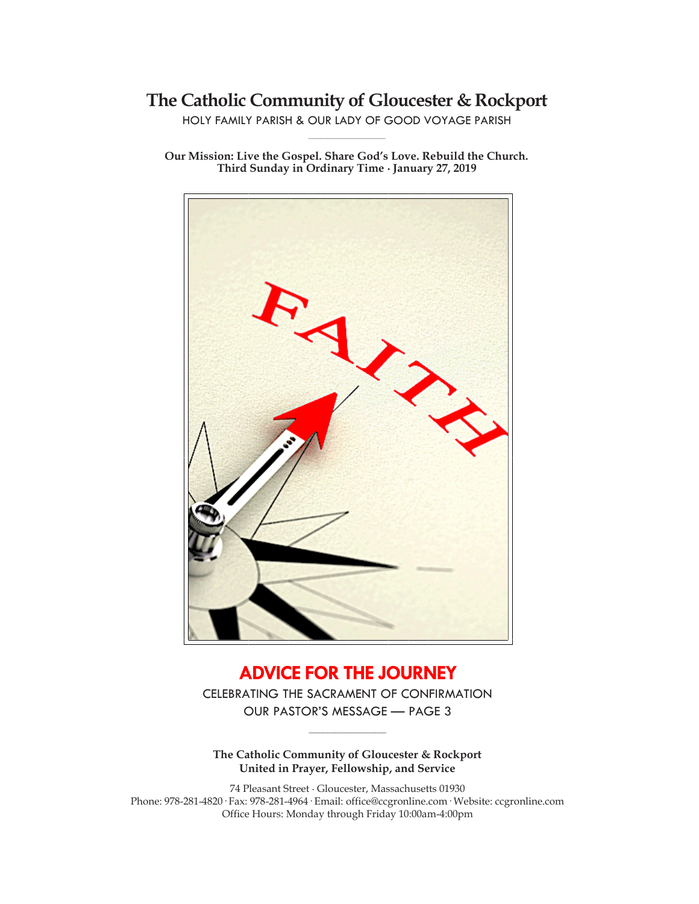# The Catholic Community of Gloucester & Rockport

HOLY FAMILY PARISH & OUR LADY OF GOOD VOYAGE PARISH

**Our Mission: Live the Gospel. Share God's Love. Rebuild the Church.**
**Third Sunday in Ordinary Time · January 27, 2019**

## ADVICE FOR THE JOURNEY

CELEBRATING THE SACRAMENT OF CONFIRMATION

OUR PASTOR'S MESSAGE — PAGE 3

**The Catholic Community of Gloucester & Rockport**
**United in Prayer, Fellowship, and Service**

74 Pleasant Street · Gloucester, Massachusetts 01930
Phone: 978-281-4820 · Fax: 978-281-4964 · Email: office@ccgronline.com · Website: ccgronline.com
Office Hours: Monday through Friday 10:00am-4:00pm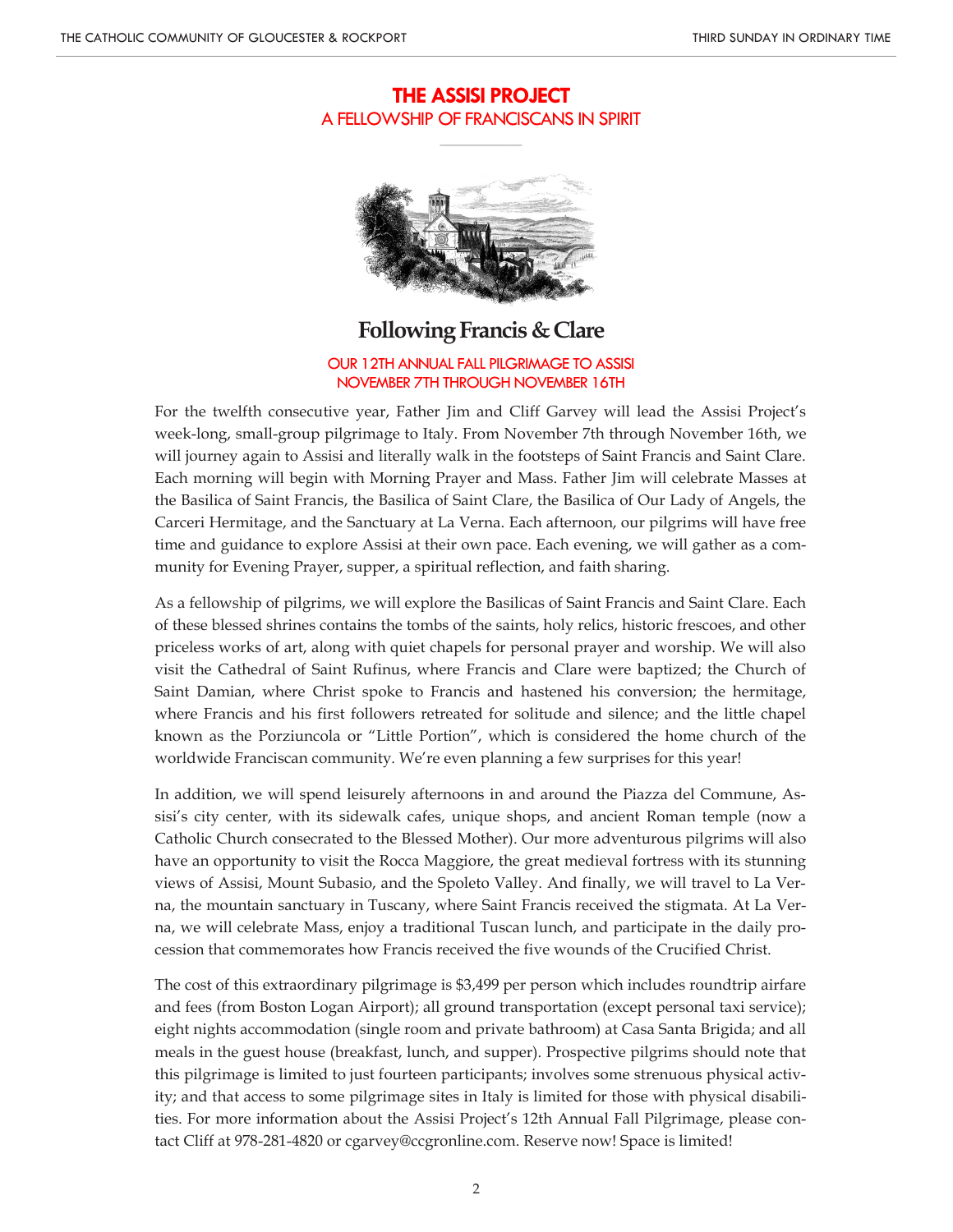# THE ASSISI PROJECT

## A FELLOWSHIP OF FRANCISCANS IN SPIRIT

## Following Francis & Clare

### OUR 12TH ANNUAL FALL PILGRIMAGE TO ASSISI
### NOVEMBER 7TH THROUGH NOVEMBER 16TH

For the twelfth consecutive year, Father Jim and Cliff Garvey will lead the Assisi Project's week-long, small-group pilgrimage to Italy. From November 7th through November 16th, we will journey again to Assisi and literally walk in the footsteps of Saint Francis and Saint Clare. Each morning will begin with Morning Prayer and Mass. Father Jim will celebrate Masses at the Basilica of Saint Francis, the Basilica of Saint Clare, the Basilica of Our Lady of Angels, the Carceri Hermitage, and the Sanctuary at La Verna. Each afternoon, our pilgrims will have free time and guidance to explore Assisi at their own pace. Each evening, we will gather as a community for Evening Prayer, supper, a spiritual reflection, and faith sharing.

As a fellowship of pilgrims, we will explore the Basilicas of Saint Francis and Saint Clare. Each of these blessed shrines contains the tombs of the saints, holy relics, historic frescoes, and other priceless works of art, along with quiet chapels for personal prayer and worship. We will also visit the Cathedral of Saint Rufinus, where Francis and Clare were baptized; the Church of Saint Damian, where Christ spoke to Francis and hastened his conversion; the hermitage, where Francis and his first followers retreated for solitude and silence; and the little chapel known as the Porziuncola or "Little Portion", which is considered the home church of the worldwide Franciscan community. We're even planning a few surprises for this year!

In addition, we will spend leisurely afternoons in and around the Piazza del Commune, Assisi's city center, with its sidewalk cafes, unique shops, and ancient Roman temple (now a Catholic Church consecrated to the Blessed Mother). Our more adventurous pilgrims will also have an opportunity to visit the Rocca Maggiore, the great medieval fortress with its stunning views of Assisi, Mount Subasio, and the Spoleto Valley. And finally, we will travel to La Verna, the mountain sanctuary in Tuscany, where Saint Francis received the stigmata. At La Verna, we will celebrate Mass, enjoy a traditional Tuscan lunch, and participate in the daily procession that commemorates how Francis received the five wounds of the Crucified Christ.

The cost of this extraordinary pilgrimage is $3,499 per person which includes roundtrip airfare and fees (from Boston Logan Airport); all ground transportation (except personal taxi service); eight nights accommodation (single room and private bathroom) at Casa Santa Brigida; and all meals in the guest house (breakfast, lunch, and supper). Prospective pilgrims should note that this pilgrimage is limited to just fourteen participants; involves some strenuous physical activity; and that access to some pilgrimage sites in Italy is limited for those with physical disabilities. For more information about the Assisi Project's 12th Annual Fall Pilgrimage, please contact Cliff at 978-281-4820 or cgarvey@ccgronline.com. Reserve now! Space is limited!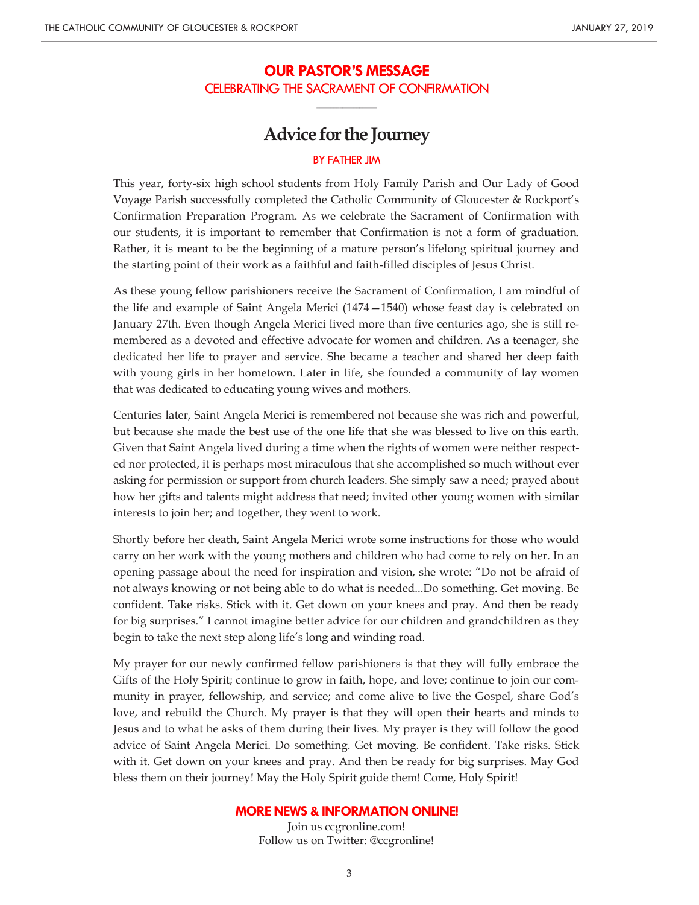# OUR PASTOR'S MESSAGE

## CELEBRATING THE SACRAMENT OF CONFIRMATION

## Advice for the Journey

BY FATHER JIM

This year, forty-six high school students from Holy Family Parish and Our Lady of Good Voyage Parish successfully completed the Catholic Community of Gloucester & Rockport's Confirmation Preparation Program. As we celebrate the Sacrament of Confirmation with our students, it is important to remember that Confirmation is not a form of graduation. Rather, it is meant to be the beginning of a mature person's lifelong spiritual journey and the starting point of their work as a faithful and faith-filled disciples of Jesus Christ.

As these young fellow parishioners receive the Sacrament of Confirmation, I am mindful of the life and example of Saint Angela Merici (1474—1540) whose feast day is celebrated on January 27th. Even though Angela Merici lived more than five centuries ago, she is still remembered as a devoted and effective advocate for women and children. As a teenager, she dedicated her life to prayer and service. She became a teacher and shared her deep faith with young girls in her hometown. Later in life, she founded a community of lay women that was dedicated to educating young wives and mothers.

Centuries later, Saint Angela Merici is remembered not because she was rich and powerful, but because she made the best use of the one life that she was blessed to live on this earth. Given that Saint Angela lived during a time when the rights of women were neither respected nor protected, it is perhaps most miraculous that she accomplished so much without ever asking for permission or support from church leaders. She simply saw a need; prayed about how her gifts and talents might address that need; invited other young women with similar interests to join her; and together, they went to work.

Shortly before her death, Saint Angela Merici wrote some instructions for those who would carry on her work with the young mothers and children who had come to rely on her. In an opening passage about the need for inspiration and vision, she wrote: "Do not be afraid of not always knowing or not being able to do what is needed...Do something. Get moving. Be confident. Take risks. Stick with it. Get down on your knees and pray. And then be ready for big surprises." I cannot imagine better advice for our children and grandchildren as they begin to take the next step along life's long and winding road.

My prayer for our newly confirmed fellow parishioners is that they will fully embrace the Gifts of the Holy Spirit; continue to grow in faith, hope, and love; continue to join our community in prayer, fellowship, and service; and come alive to live the Gospel, share God's love, and rebuild the Church. My prayer is that they will open their hearts and minds to Jesus and to what he asks of them during their lives. My prayer is they will follow the good advice of Saint Angela Merici. Do something. Get moving. Be confident. Take risks. Stick with it. Get down on your knees and pray. And then be ready for big surprises. May God bless them on their journey! May the Holy Spirit guide them! Come, Holy Spirit!

### MORE NEWS & INFORMATION ONLINE!

Join us ccgronline.com!
Follow us on Twitter: @ccgronline!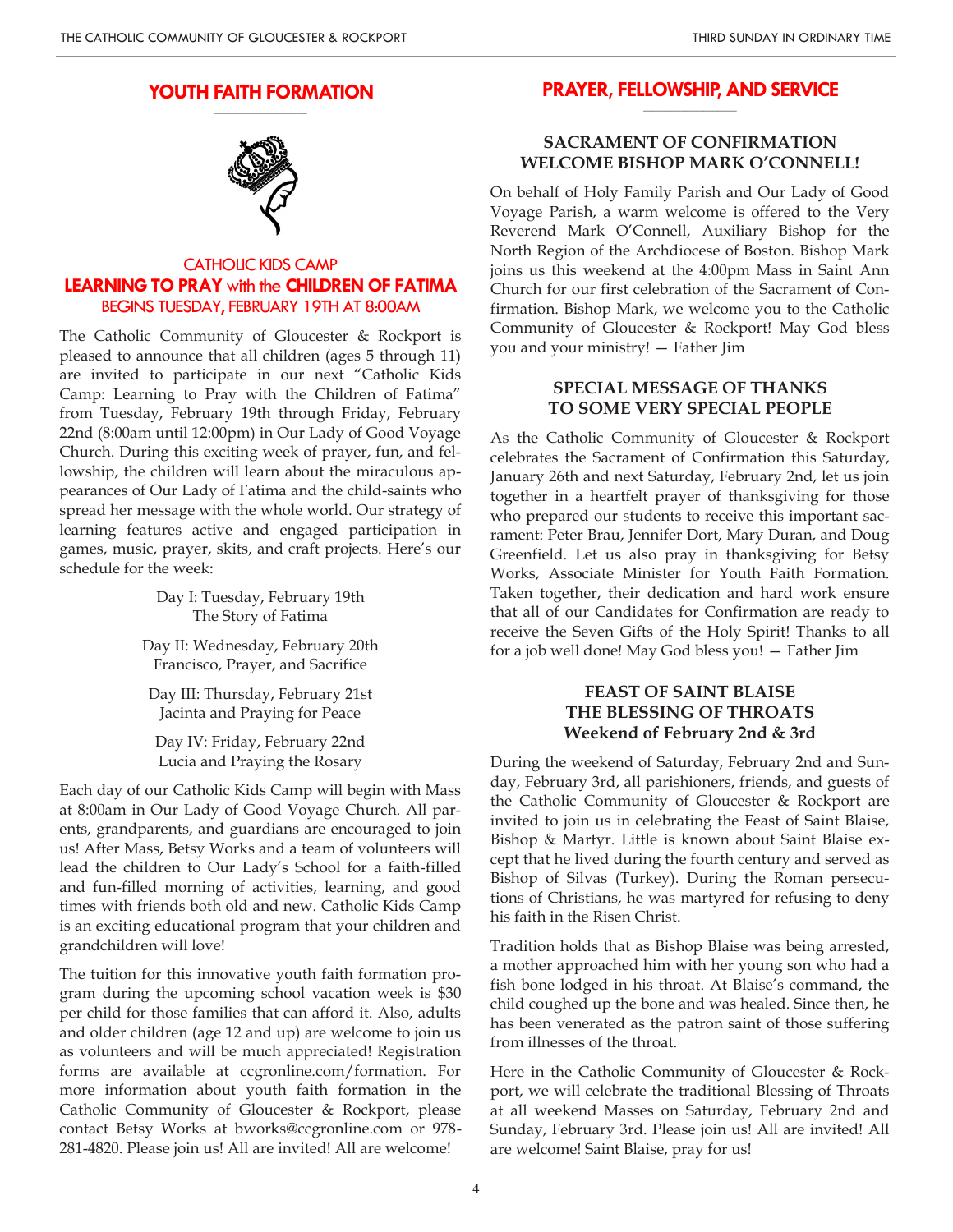## YOUTH FAITH FORMATION

### CATHOLIC KIDS CAMP
### LEARNING TO PRAY with the CHILDREN OF FATIMA
### BEGINS TUESDAY, FEBRUARY 19TH AT 8:00AM

The Catholic Community of Gloucester & Rockport is pleased to announce that all children (ages 5 through 11) are invited to participate in our next "Catholic Kids Camp: Learning to Pray with the Children of Fatima" from Tuesday, February 19th through Friday, February 22nd (8:00am until 12:00pm) in Our Lady of Good Voyage Church. During this exciting week of prayer, fun, and fellowship, the children will learn about the miraculous appearances of Our Lady of Fatima and the child-saints who spread her message with the whole world. Our strategy of learning features active and engaged participation in games, music, prayer, skits, and craft projects. Here's our schedule for the week:

Day I: Tuesday, February 19th
The Story of Fatima

Day II: Wednesday, February 20th
Francisco, Prayer, and Sacrifice

Day III: Thursday, February 21st
Jacinta and Praying for Peace

Day IV: Friday, February 22nd
Lucia and Praying the Rosary

Each day of our Catholic Kids Camp will begin with Mass at 8:00am in Our Lady of Good Voyage Church. All parents, grandparents, and guardians are encouraged to join us! After Mass, Betsy Works and a team of volunteers will lead the children to Our Lady's School for a faith-filled and fun-filled morning of activities, learning, and good times with friends both old and new. Catholic Kids Camp is an exciting educational program that your children and grandchildren will love!

The tuition for this innovative youth faith formation program during the upcoming school vacation week is $30 per child for those families that can afford it. Also, adults and older children (age 12 and up) are welcome to join us as volunteers and will be much appreciated! Registration forms are available at ccgronline.com/formation. For more information about youth faith formation in the Catholic Community of Gloucester & Rockport, please contact Betsy Works at bworks@ccgronline.com or 978-281-4820. Please join us! All are invited! All are welcome!

## PRAYER, FELLOWSHIP, AND SERVICE

### SACRAMENT OF CONFIRMATION
### WELCOME BISHOP MARK O'CONNELL!

On behalf of Holy Family Parish and Our Lady of Good Voyage Parish, a warm welcome is offered to the Very Reverend Mark O'Connell, Auxiliary Bishop for the North Region of the Archdiocese of Boston. Bishop Mark joins us this weekend at the 4:00pm Mass in Saint Ann Church for our first celebration of the Sacrament of Confirmation. Bishop Mark, we welcome you to the Catholic Community of Gloucester & Rockport! May God bless you and your ministry! — Father Jim

### SPECIAL MESSAGE OF THANKS
### TO SOME VERY SPECIAL PEOPLE

As the Catholic Community of Gloucester & Rockport celebrates the Sacrament of Confirmation this Saturday, January 26th and next Saturday, February 2nd, let us join together in a heartfelt prayer of thanksgiving for those who prepared our students to receive this important sacrament: Peter Brau, Jennifer Dort, Mary Duran, and Doug Greenfield. Let us also pray in thanksgiving for Betsy Works, Associate Minister for Youth Faith Formation. Taken together, their dedication and hard work ensure that all of our Candidates for Confirmation are ready to receive the Seven Gifts of the Holy Spirit! Thanks to all for a job well done! May God bless you! — Father Jim

### FEAST OF SAINT BLAISE
### THE BLESSING OF THROATS
### Weekend of February 2nd & 3rd

During the weekend of Saturday, February 2nd and Sunday, February 3rd, all parishioners, friends, and guests of the Catholic Community of Gloucester & Rockport are invited to join us in celebrating the Feast of Saint Blaise, Bishop & Martyr. Little is known about Saint Blaise except that he lived during the fourth century and served as Bishop of Silvas (Turkey). During the Roman persecutions of Christians, he was martyred for refusing to deny his faith in the Risen Christ.

Tradition holds that as Bishop Blaise was being arrested, a mother approached him with her young son who had a fish bone lodged in his throat. At Blaise's command, the child coughed up the bone and was healed. Since then, he has been venerated as the patron saint of those suffering from illnesses of the throat.

Here in the Catholic Community of Gloucester & Rockport, we will celebrate the traditional Blessing of Throats at all weekend Masses on Saturday, February 2nd and Sunday, February 3rd. Please join us! All are invited! All are welcome! Saint Blaise, pray for us!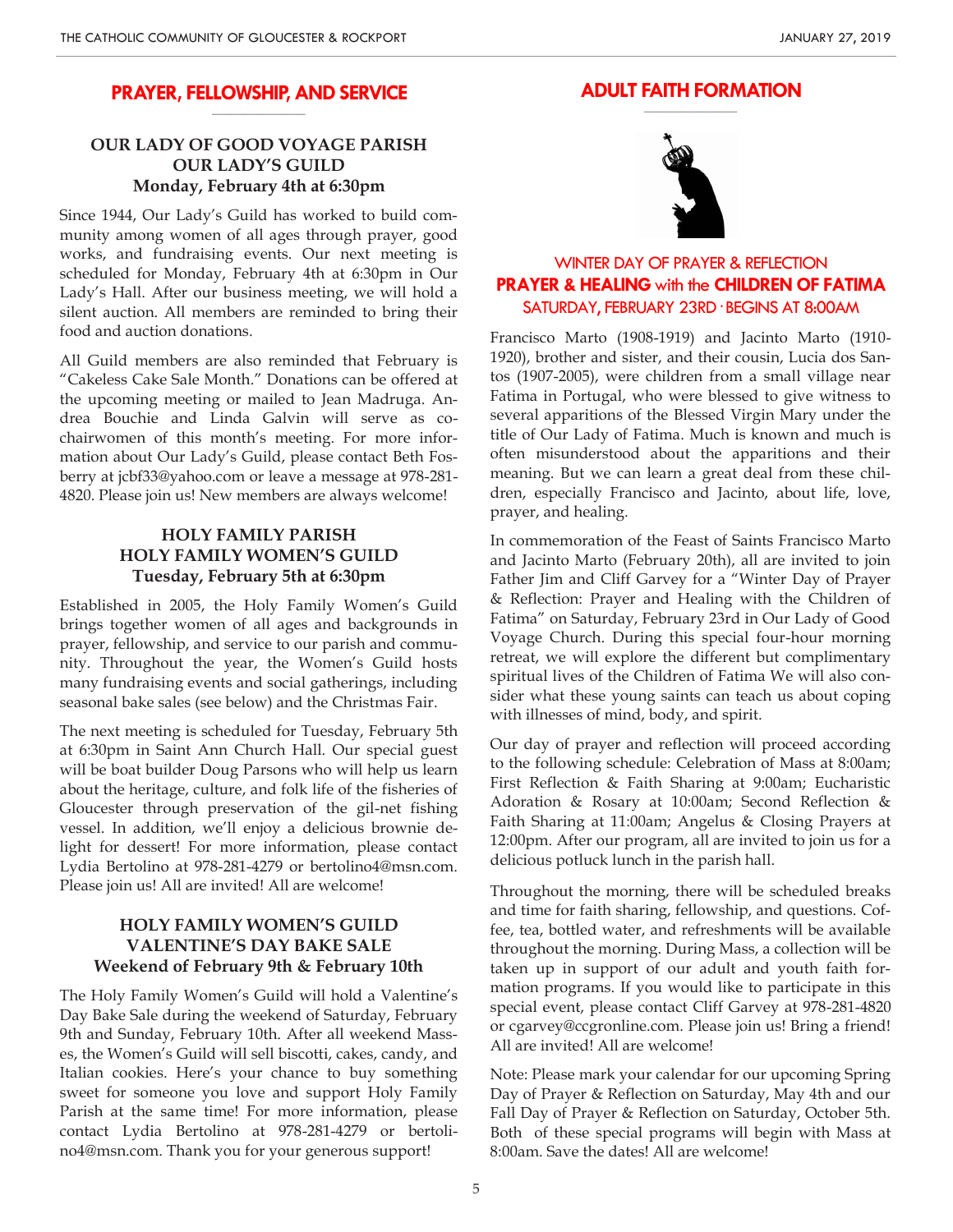## PRAYER, FELLOWSHIP, AND SERVICE

### OUR LADY OF GOOD VOYAGE PARISH
### OUR LADY'S GUILD
### Monday, February 4th at 6:30pm

Since 1944, Our Lady's Guild has worked to build community among women of all ages through prayer, good works, and fundraising events. Our next meeting is scheduled for Monday, February 4th at 6:30pm in Our Lady's Hall. After our business meeting, we will hold a silent auction. All members are reminded to bring their food and auction donations.

All Guild members are also reminded that February is "Cakeless Cake Sale Month." Donations can be offered at the upcoming meeting or mailed to Jean Madruga. Andrea Bouchie and Linda Galvin will serve as co-chairwomen of this month's meeting. For more information about Our Lady's Guild, please contact Beth Fosberry at jcbf33@yahoo.com or leave a message at 978-281-4820. Please join us! New members are always welcome!

### HOLY FAMILY PARISH
### HOLY FAMILY WOMEN'S GUILD
### Tuesday, February 5th at 6:30pm

Established in 2005, the Holy Family Women's Guild brings together women of all ages and backgrounds in prayer, fellowship, and service to our parish and community. Throughout the year, the Women's Guild hosts many fundraising events and social gatherings, including seasonal bake sales (see below) and the Christmas Fair.

The next meeting is scheduled for Tuesday, February 5th at 6:30pm in Saint Ann Church Hall. Our special guest will be boat builder Doug Parsons who will help us learn about the heritage, culture, and folk life of the fisheries of Gloucester through preservation of the gil-net fishing vessel. In addition, we'll enjoy a delicious brownie delight for dessert! For more information, please contact Lydia Bertolino at 978-281-4279 or bertolino4@msn.com. Please join us! All are invited! All are welcome!

### HOLY FAMILY WOMEN'S GUILD
### VALENTINE'S DAY BAKE SALE
### Weekend of February 9th & February 10th

The Holy Family Women's Guild will hold a Valentine's Day Bake Sale during the weekend of Saturday, February 9th and Sunday, February 10th. After all weekend Masses, the Women's Guild will sell biscotti, cakes, candy, and Italian cookies. Here's your chance to buy something sweet for someone you love and support Holy Family Parish at the same time! For more information, please contact Lydia Bertolino at 978-281-4279 or bertolino4@msn.com. Thank you for your generous support!

## ADULT FAITH FORMATION

### WINTER DAY OF PRAYER & REFLECTION
### PRAYER & HEALING with the CHILDREN OF FATIMA
### SATURDAY, FEBRUARY 23RD · BEGINS AT 8:00AM

Francisco Marto (1908-1919) and Jacinto Marto (1910-1920), brother and sister, and their cousin, Lucia dos Santos (1907-2005), were children from a small village near Fatima in Portugal, who were blessed to give witness to several apparitions of the Blessed Virgin Mary under the title of Our Lady of Fatima. Much is known and much is often misunderstood about the apparitions and their meaning. But we can learn a great deal from these children, especially Francisco and Jacinto, about life, love, prayer, and healing.

In commemoration of the Feast of Saints Francisco Marto and Jacinto Marto (February 20th), all are invited to join Father Jim and Cliff Garvey for a "Winter Day of Prayer & Reflection: Prayer and Healing with the Children of Fatima" on Saturday, February 23rd in Our Lady of Good Voyage Church. During this special four-hour morning retreat, we will explore the different but complimentary spiritual lives of the Children of Fatima We will also consider what these young saints can teach us about coping with illnesses of mind, body, and spirit.

Our day of prayer and reflection will proceed according to the following schedule: Celebration of Mass at 8:00am; First Reflection & Faith Sharing at 9:00am; Eucharistic Adoration & Rosary at 10:00am; Second Reflection & Faith Sharing at 11:00am; Angelus & Closing Prayers at 12:00pm. After our program, all are invited to join us for a delicious potluck lunch in the parish hall.

Throughout the morning, there will be scheduled breaks and time for faith sharing, fellowship, and questions. Coffee, tea, bottled water, and refreshments will be available throughout the morning. During Mass, a collection will be taken up in support of our adult and youth faith formation programs. If you would like to participate in this special event, please contact Cliff Garvey at 978-281-4820 or cgarvey@ccgronline.com. Please join us! Bring a friend! All are invited! All are welcome!

Note: Please mark your calendar for our upcoming Spring Day of Prayer & Reflection on Saturday, May 4th and our Fall Day of Prayer & Reflection on Saturday, October 5th. Both of these special programs will begin with Mass at 8:00am. Save the dates! All are welcome!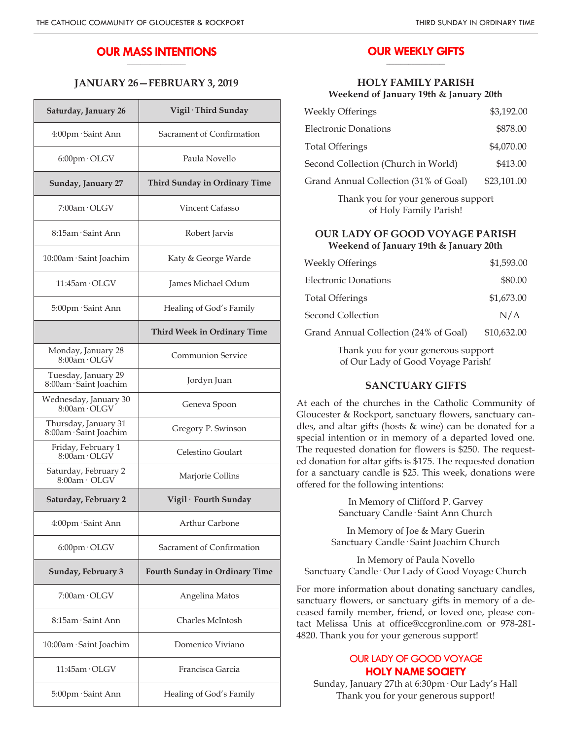## OUR MASS INTENTIONS

### JANUARY 26—FEBRUARY 3, 2019

| Saturday, January 26 | Vigil · Third Sunday |
|---|---|
| 4:00pm · Saint Ann | Sacrament of Confirmation |
| 6:00pm · OLGV | Paula Novello |
| **Sunday, January 27** | **Third Sunday in Ordinary Time** |
| 7:00am · OLGV | Vincent Cafasso |
| 8:15am · Saint Ann | Robert Jarvis |
| 10:00am · Saint Joachim | Katy & George Warde |
| 11:45am · OLGV | James Michael Odum |
| 5:00pm · Saint Ann | Healing of God's Family |
| | **Third Week in Ordinary Time** |
| Monday, January 28 8:00am · OLGV | Communion Service |
| Tuesday, January 29 8:00am · Saint Joachim | Jordyn Juan |
| Wednesday, January 30 8:00am · OLGV | Geneva Spoon |
| Thursday, January 31 8:00am · Saint Joachim | Gregory P. Swinson |
| Friday, February 1 8:00am · OLGV | Celestino Goulart |
| Saturday, February 2 8:00am · OLGV | Marjorie Collins |
| **Saturday, February 2** | **Vigil · Fourth Sunday** |
| 4:00pm · Saint Ann | Arthur Carbone |
| 6:00pm · OLGV | Sacrament of Confirmation |
| **Sunday, February 3** | **Fourth Sunday in Ordinary Time** |
| 7:00am · OLGV | Angelina Matos |
| 8:15am · Saint Ann | Charles McIntosh |
| 10:00am · Saint Joachim | Domenico Viviano |
| 11:45am · OLGV | Francisca Garcia |
| 5:00pm · Saint Ann | Healing of God's Family |

## OUR WEEKLY GIFTS

### HOLY FAMILY PARISH
**Weekend of January 19th & January 20th**

| | |
|---|---|
| Weekly Offerings | $3,192.00 |
| Electronic Donations | $878.00 |
| Total Offerings | $4,070.00 |
| Second Collection (Church in World) | $413.00 |
| Grand Annual Collection (31% of Goal) | $23,101.00 |

Thank you for your generous support of Holy Family Parish!

### OUR LADY OF GOOD VOYAGE PARISH
**Weekend of January 19th & January 20th**

| | |
|---|---|
| Weekly Offerings | $1,593.00 |
| Electronic Donations | $80.00 |
| Total Offerings | $1,673.00 |
| Second Collection | N/A |
| Grand Annual Collection (24% of Goal) | $10,632.00 |

Thank you for your generous support of Our Lady of Good Voyage Parish!

### SANCTUARY GIFTS

At each of the churches in the Catholic Community of Gloucester & Rockport, sanctuary flowers, sanctuary candles, and altar gifts (hosts & wine) can be donated for a special intention or in memory of a departed loved one. The requested donation for flowers is $250. The requested donation for altar gifts is $175. The requested donation for a sanctuary candle is $25. This week, donations were offered for the following intentions:

In Memory of Clifford P. Garvey
Sanctuary Candle · Saint Ann Church

In Memory of Joe & Mary Guerin
Sanctuary Candle · Saint Joachim Church

In Memory of Paula Novello
Sanctuary Candle · Our Lady of Good Voyage Church

For more information about donating sanctuary candles, sanctuary flowers, or sanctuary gifts in memory of a deceased family member, friend, or loved one, please contact Melissa Unis at office@ccgronline.com or 978-281-4820. Thank you for your generous support!

### OUR LADY OF GOOD VOYAGE
### HOLY NAME SOCIETY

Sunday, January 27th at 6:30pm · Our Lady's Hall
Thank you for your generous support!